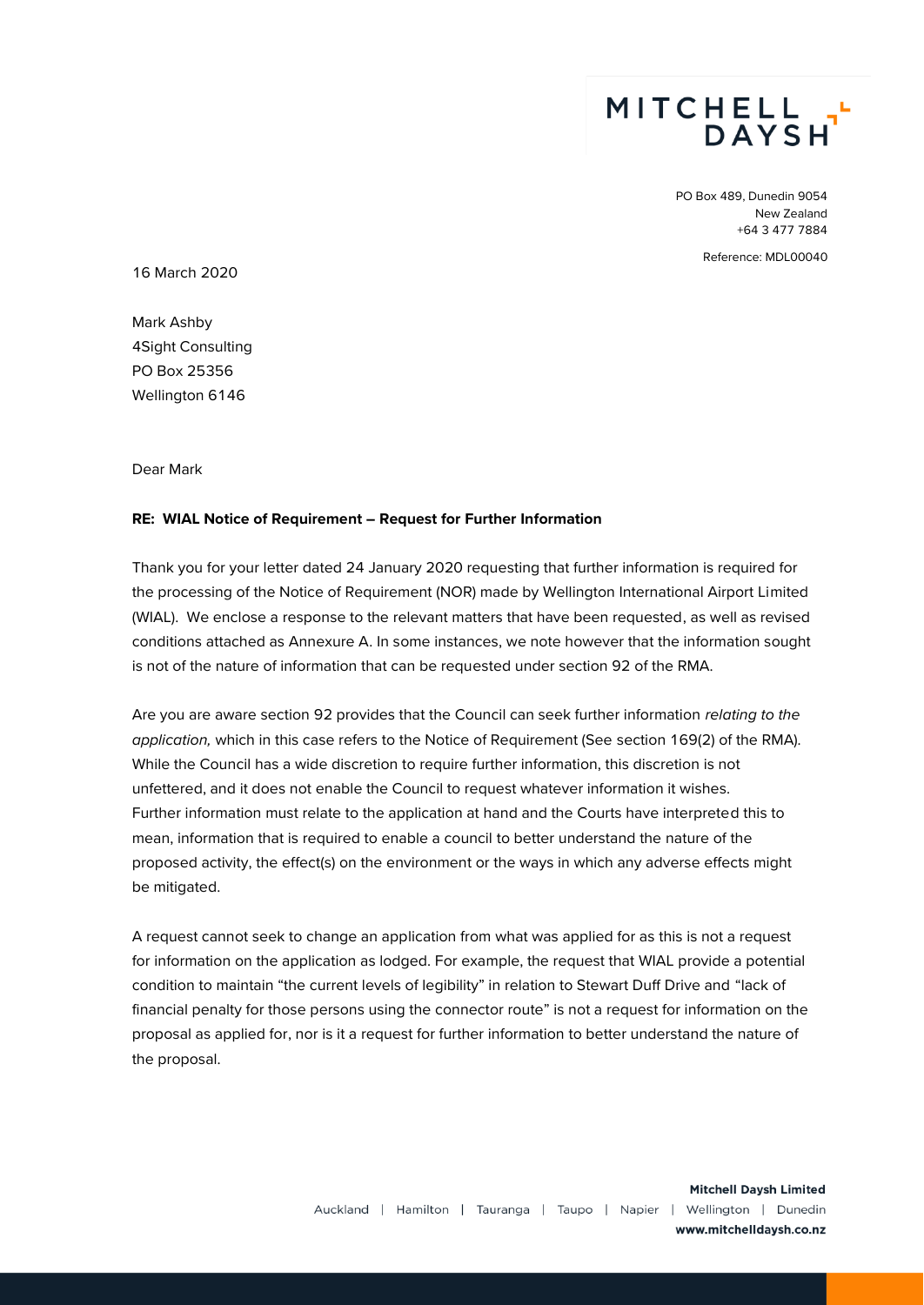MITCHELL DAYSH

PO Box 489, Dunedin 9054
New Zealand
+64 3 477 7884

Reference: MDL00040

16 March 2020

Mark Ashby
4Sight Consulting
PO Box 25356
Wellington 6146

Dear Mark

**RE: WIAL Notice of Requirement – Request for Further Information**

Thank you for your letter dated 24 January 2020 requesting that further information is required for the processing of the Notice of Requirement (NOR) made by Wellington International Airport Limited (WIAL). We enclose a response to the relevant matters that have been requested, as well as revised conditions attached as Annexure A. In some instances, we note however that the information sought is not of the nature of information that can be requested under section 92 of the RMA.

Are you are aware section 92 provides that the Council can seek further information *relating to the application,* which in this case refers to the Notice of Requirement (See section 169(2) of the RMA). While the Council has a wide discretion to require further information, this discretion is not unfettered, and it does not enable the Council to request whatever information it wishes. Further information must relate to the application at hand and the Courts have interpreted this to mean, information that is required to enable a council to better understand the nature of the proposed activity, the effect(s) on the environment or the ways in which any adverse effects might be mitigated.

A request cannot seek to change an application from what was applied for as this is not a request for information on the application as lodged. For example, the request that WIAL provide a potential condition to maintain "the current levels of legibility" in relation to Stewart Duff Drive and "lack of financial penalty for those persons using the connector route" is not a request for information on the proposal as applied for, nor is it a request for further information to better understand the nature of the proposal.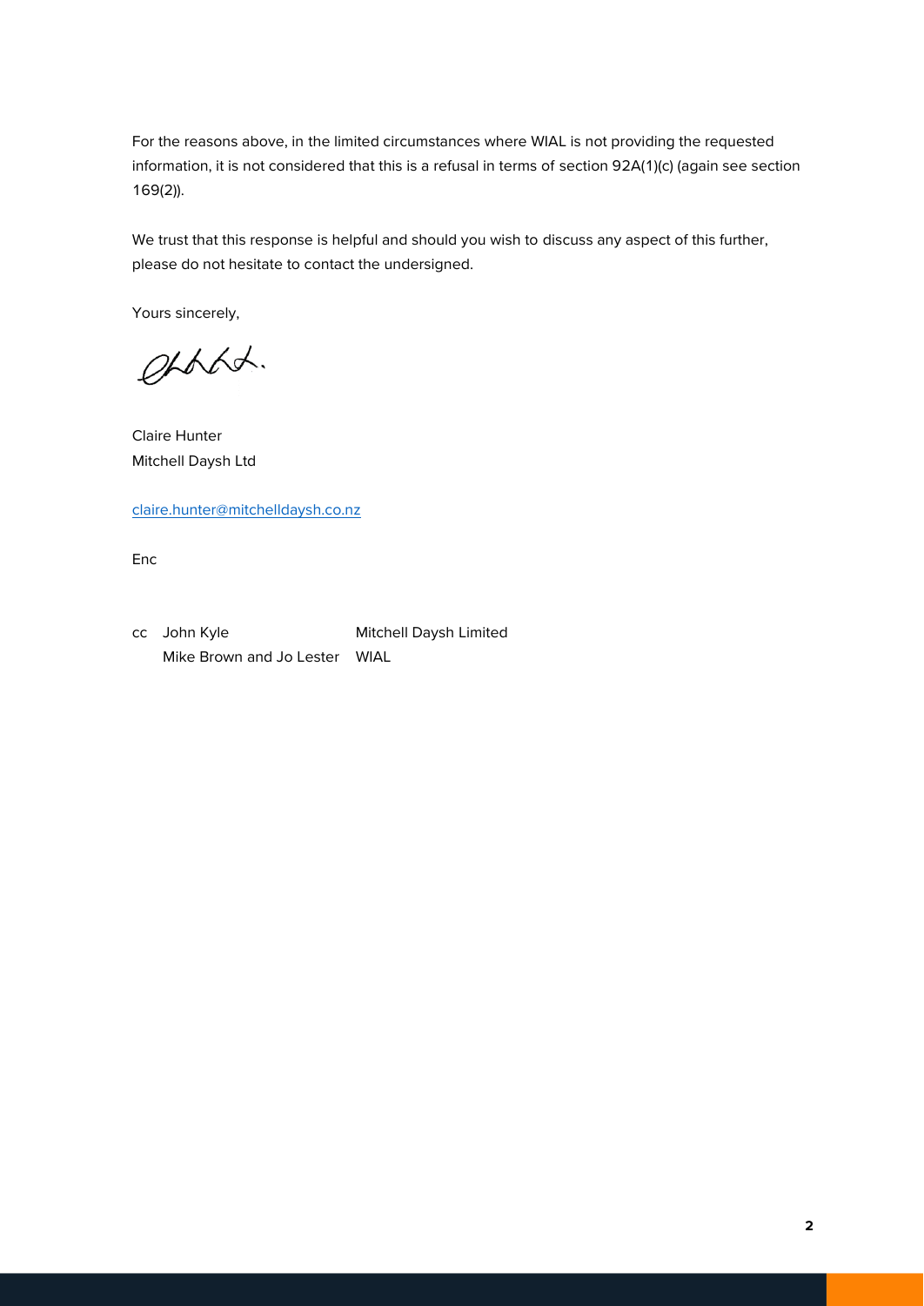For the reasons above, in the limited circumstances where WIAL is not providing the requested information, it is not considered that this is a refusal in terms of section 92A(1)(c) (again see section 169(2)).

We trust that this response is helpful and should you wish to discuss any aspect of this further, please do not hesitate to contact the undersigned.

Yours sincerely,

Claire Hunter
Mitchell Daysh Ltd

claire.hunter@mitchelldaysh.co.nz

Enc

| | | |
|---|---|---|
| cc | John Kyle | Mitchell Daysh Limited |
| | Mike Brown and Jo Lester | WIAL |